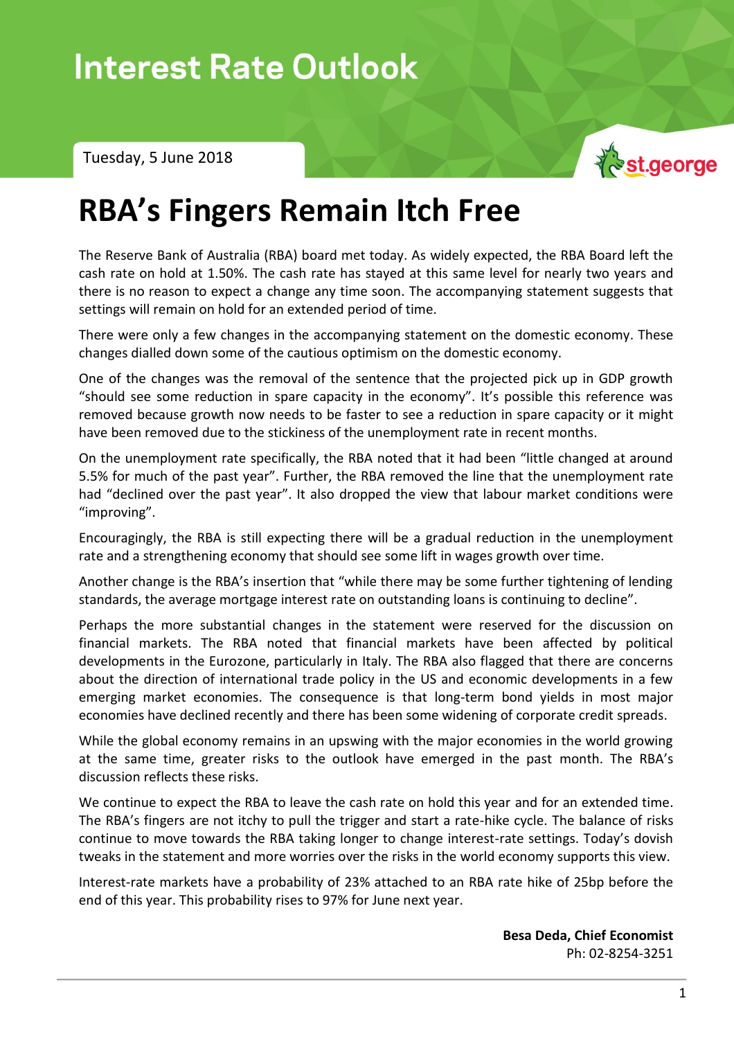# Interest Rate Outlook

Tuesday, 5 June 2018

st.george

# RBA's Fingers Remain Itch Free

The Reserve Bank of Australia (RBA) board met today. As widely expected, the RBA Board left the cash rate on hold at 1.50%. The cash rate has stayed at this same level for nearly two years and there is no reason to expect a change any time soon. The accompanying statement suggests that settings will remain on hold for an extended period of time.

There were only a few changes in the accompanying statement on the domestic economy. These changes dialled down some of the cautious optimism on the domestic economy.

One of the changes was the removal of the sentence that the projected pick up in GDP growth "should see some reduction in spare capacity in the economy". It's possible this reference was removed because growth now needs to be faster to see a reduction in spare capacity or it might have been removed due to the stickiness of the unemployment rate in recent months.

On the unemployment rate specifically, the RBA noted that it had been "little changed at around 5.5% for much of the past year". Further, the RBA removed the line that the unemployment rate had "declined over the past year". It also dropped the view that labour market conditions were "improving".

Encouragingly, the RBA is still expecting there will be a gradual reduction in the unemployment rate and a strengthening economy that should see some lift in wages growth over time.

Another change is the RBA's insertion that "while there may be some further tightening of lending standards, the average mortgage interest rate on outstanding loans is continuing to decline".

Perhaps the more substantial changes in the statement were reserved for the discussion on financial markets. The RBA noted that financial markets have been affected by political developments in the Eurozone, particularly in Italy. The RBA also flagged that there are concerns about the direction of international trade policy in the US and economic developments in a few emerging market economies. The consequence is that long-term bond yields in most major economies have declined recently and there has been some widening of corporate credit spreads.

While the global economy remains in an upswing with the major economies in the world growing at the same time, greater risks to the outlook have emerged in the past month. The RBA's discussion reflects these risks.

We continue to expect the RBA to leave the cash rate on hold this year and for an extended time. The RBA's fingers are not itchy to pull the trigger and start a rate-hike cycle. The balance of risks continue to move towards the RBA taking longer to change interest-rate settings. Today's dovish tweaks in the statement and more worries over the risks in the world economy supports this view.

Interest-rate markets have a probability of 23% attached to an RBA rate hike of 25bp before the end of this year. This probability rises to 97% for June next year.

**Besa Deda, Chief Economist**
Ph: 02-8254-3251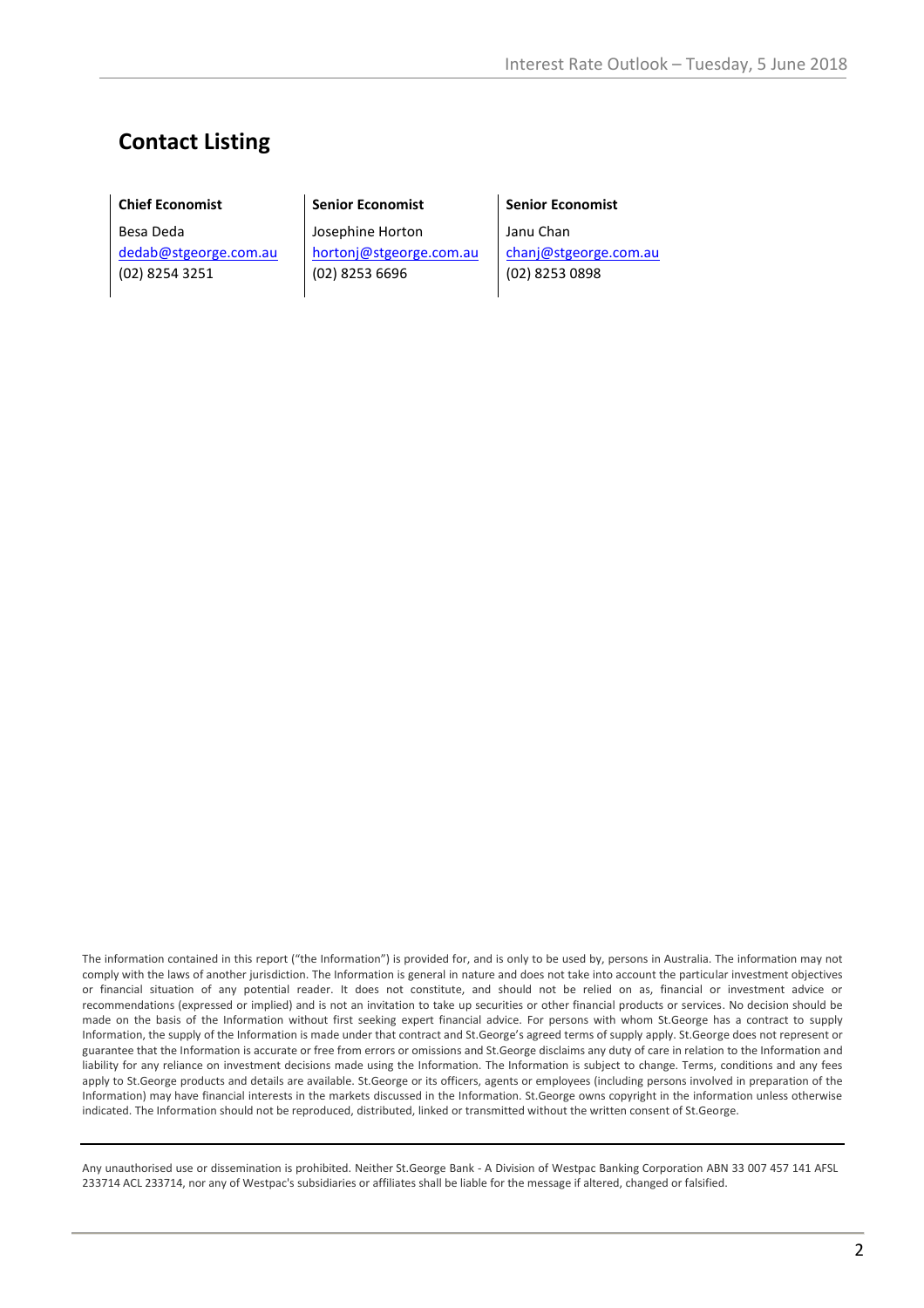## Contact Listing

**Chief Economist**

Besa Deda

dedab@stgeorge.com.au

(02) 8254 3251

**Senior Economist**

Josephine Horton

hortonj@stgeorge.com.au

(02) 8253 6696

**Senior Economist**

Janu Chan

chanj@stgeorge.com.au

(02) 8253 0898

The information contained in this report ("the Information") is provided for, and is only to be used by, persons in Australia. The information may not comply with the laws of another jurisdiction. The Information is general in nature and does not take into account the particular investment objectives or financial situation of any potential reader. It does not constitute, and should not be relied on as, financial or investment advice or recommendations (expressed or implied) and is not an invitation to take up securities or other financial products or services. No decision should be made on the basis of the Information without first seeking expert financial advice. For persons with whom St.George has a contract to supply Information, the supply of the Information is made under that contract and St.George's agreed terms of supply apply. St.George does not represent or guarantee that the Information is accurate or free from errors or omissions and St.George disclaims any duty of care in relation to the Information and liability for any reliance on investment decisions made using the Information. The Information is subject to change. Terms, conditions and any fees apply to St.George products and details are available. St.George or its officers, agents or employees (including persons involved in preparation of the Information) may have financial interests in the markets discussed in the Information. St.George owns copyright in the information unless otherwise indicated. The Information should not be reproduced, distributed, linked or transmitted without the written consent of St.George.

Any unauthorised use or dissemination is prohibited. Neither St.George Bank - A Division of Westpac Banking Corporation ABN 33 007 457 141 AFSL 233714 ACL 233714, nor any of Westpac's subsidiaries or affiliates shall be liable for the message if altered, changed or falsified.